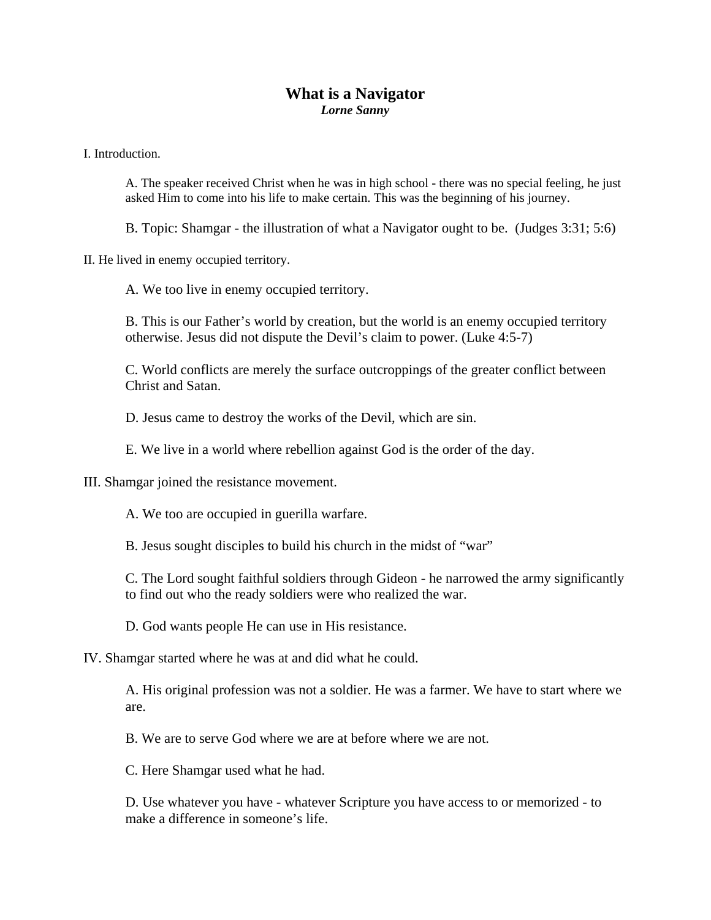# What is a Navigator

***Lorne Sanny***

I. Introduction.

A. The speaker received Christ when he was in high school - there was no special feeling, he just asked Him to come into his life to make certain. This was the beginning of his journey.

B. Topic: Shamgar - the illustration of what a Navigator ought to be. (Judges 3:31; 5:6)

II. He lived in enemy occupied territory.

A. We too live in enemy occupied territory.

B. This is our Father's world by creation, but the world is an enemy occupied territory otherwise. Jesus did not dispute the Devil's claim to power. (Luke 4:5-7)

C. World conflicts are merely the surface outcroppings of the greater conflict between Christ and Satan.

D. Jesus came to destroy the works of the Devil, which are sin.

E. We live in a world where rebellion against God is the order of the day.

III. Shamgar joined the resistance movement.

A. We too are occupied in guerilla warfare.

B. Jesus sought disciples to build his church in the midst of "war"

C. The Lord sought faithful soldiers through Gideon - he narrowed the army significantly to find out who the ready soldiers were who realized the war.

D. God wants people He can use in His resistance.

IV. Shamgar started where he was at and did what he could.

A. His original profession was not a soldier. He was a farmer. We have to start where we are.

B. We are to serve God where we are at before where we are not.

C. Here Shamgar used what he had.

D. Use whatever you have - whatever Scripture you have access to or memorized - to make a difference in someone's life.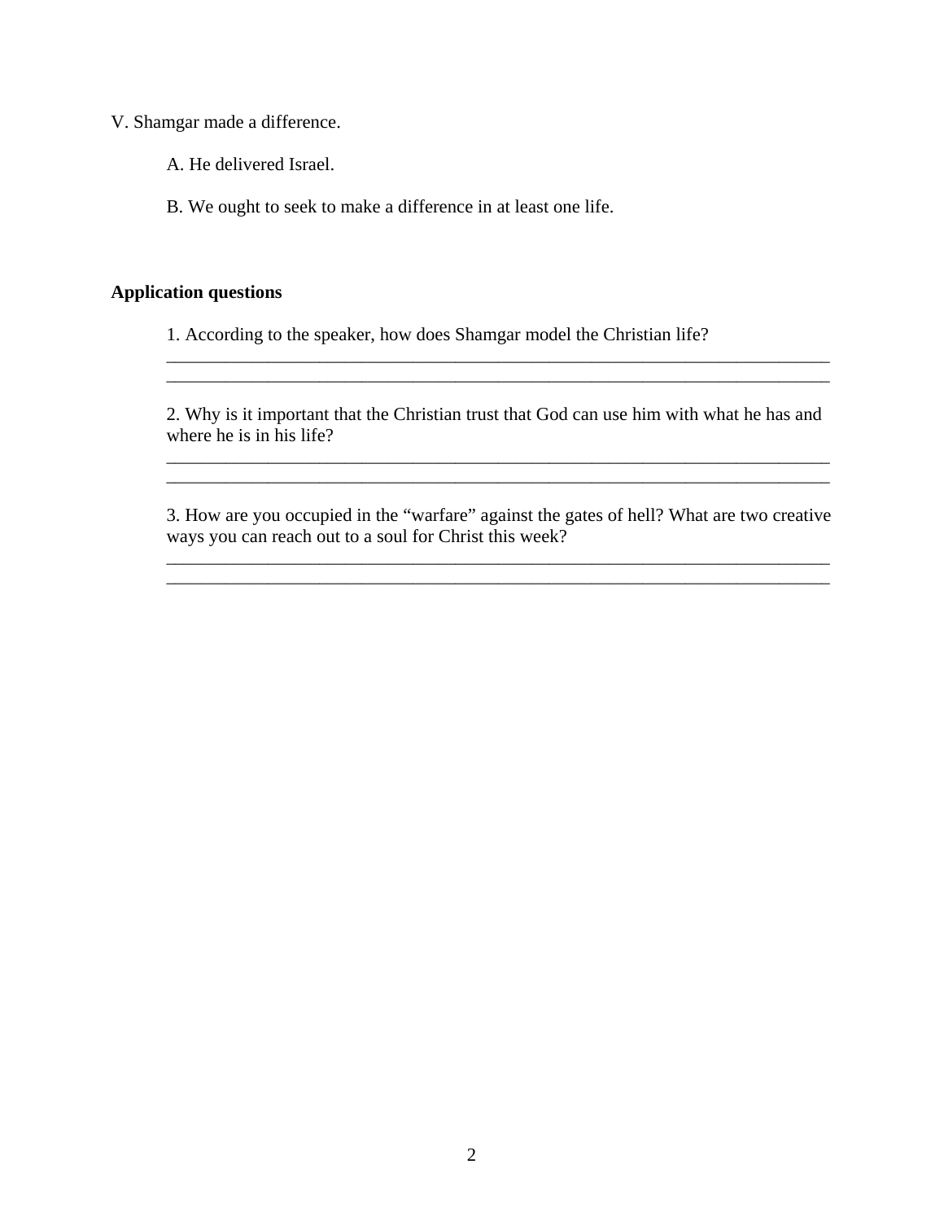V. Shamgar made a difference.

A. He delivered Israel.

B. We ought to seek to make a difference in at least one life.

**Application questions**

1. According to the speaker, how does Shamgar model the Christian life?
\_\_\_\_\_\_\_\_\_\_\_\_\_\_\_\_\_\_\_\_\_\_\_\_\_\_\_\_\_\_\_\_\_\_\_\_\_\_\_\_\_\_\_\_\_\_\_\_\_\_\_\_\_\_\_\_\_\_\_\_\_\_\_\_\_\_\_\_\_\_\_\_\_\_\_\_
\_\_\_\_\_\_\_\_\_\_\_\_\_\_\_\_\_\_\_\_\_\_\_\_\_\_\_\_\_\_\_\_\_\_\_\_\_\_\_\_\_\_\_\_\_\_\_\_\_\_\_\_\_\_\_\_\_\_\_\_\_\_\_\_\_\_\_\_\_\_\_\_\_\_\_\_

2. Why is it important that the Christian trust that God can use him with what he has and where he is in his life?
\_\_\_\_\_\_\_\_\_\_\_\_\_\_\_\_\_\_\_\_\_\_\_\_\_\_\_\_\_\_\_\_\_\_\_\_\_\_\_\_\_\_\_\_\_\_\_\_\_\_\_\_\_\_\_\_\_\_\_\_\_\_\_\_\_\_\_\_\_\_\_\_\_\_\_\_
\_\_\_\_\_\_\_\_\_\_\_\_\_\_\_\_\_\_\_\_\_\_\_\_\_\_\_\_\_\_\_\_\_\_\_\_\_\_\_\_\_\_\_\_\_\_\_\_\_\_\_\_\_\_\_\_\_\_\_\_\_\_\_\_\_\_\_\_\_\_\_\_\_\_\_\_

3. How are you occupied in the "warfare" against the gates of hell? What are two creative ways you can reach out to a soul for Christ this week?
\_\_\_\_\_\_\_\_\_\_\_\_\_\_\_\_\_\_\_\_\_\_\_\_\_\_\_\_\_\_\_\_\_\_\_\_\_\_\_\_\_\_\_\_\_\_\_\_\_\_\_\_\_\_\_\_\_\_\_\_\_\_\_\_\_\_\_\_\_\_\_\_\_\_\_\_
\_\_\_\_\_\_\_\_\_\_\_\_\_\_\_\_\_\_\_\_\_\_\_\_\_\_\_\_\_\_\_\_\_\_\_\_\_\_\_\_\_\_\_\_\_\_\_\_\_\_\_\_\_\_\_\_\_\_\_\_\_\_\_\_\_\_\_\_\_\_\_\_\_\_\_\_